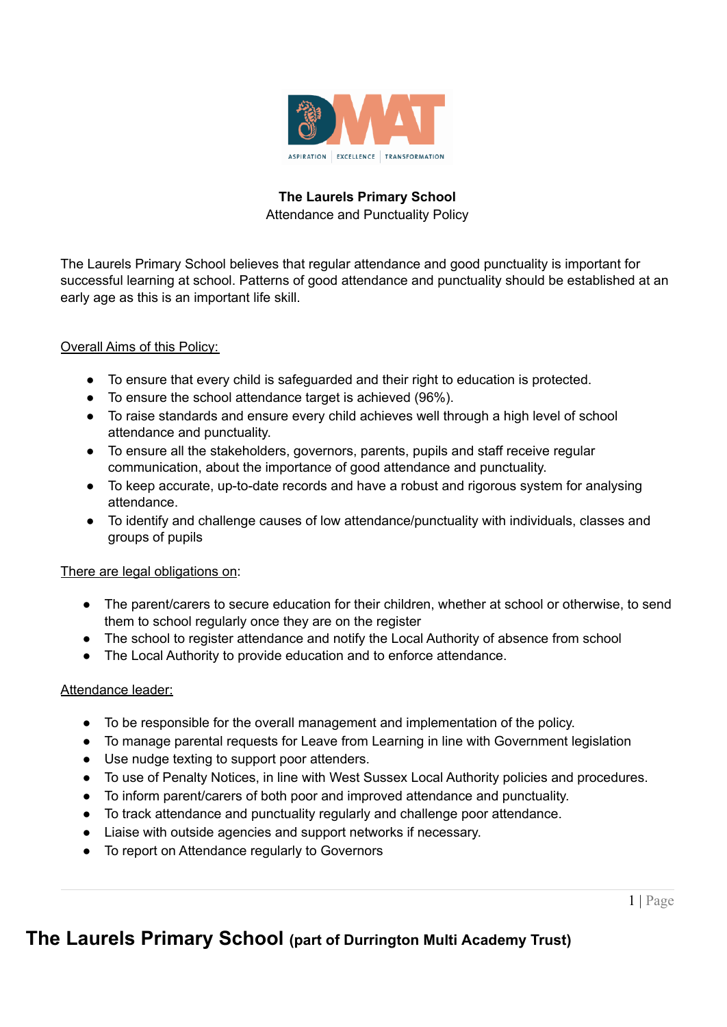**The Laurels Primary School**

Attendance and Punctuality Policy

The Laurels Primary School believes that regular attendance and good punctuality is important for successful learning at school. Patterns of good attendance and punctuality should be established at an early age as this is an important life skill.

<u>Overall Aims of this Policy:</u>

- To ensure that every child is safeguarded and their right to education is protected.
- To ensure the school attendance target is achieved (96%).
- To raise standards and ensure every child achieves well through a high level of school attendance and punctuality.
- To ensure all the stakeholders, governors, parents, pupils and staff receive regular communication, about the importance of good attendance and punctuality.
- To keep accurate, up-to-date records and have a robust and rigorous system for analysing attendance.
- To identify and challenge causes of low attendance/punctuality with individuals, classes and groups of pupils

<u>There are legal obligations on</u>:

- The parent/carers to secure education for their children, whether at school or otherwise, to send them to school regularly once they are on the register
- The school to register attendance and notify the Local Authority of absence from school
- The Local Authority to provide education and to enforce attendance.

<u>Attendance leader:</u>

- To be responsible for the overall management and implementation of the policy.
- To manage parental requests for Leave from Learning in line with Government legislation
- Use nudge texting to support poor attenders.
- To use of Penalty Notices, in line with West Sussex Local Authority policies and procedures.
- To inform parent/carers of both poor and improved attendance and punctuality.
- To track attendance and punctuality regularly and challenge poor attendance.
- Liaise with outside agencies and support networks if necessary.
- To report on Attendance regularly to Governors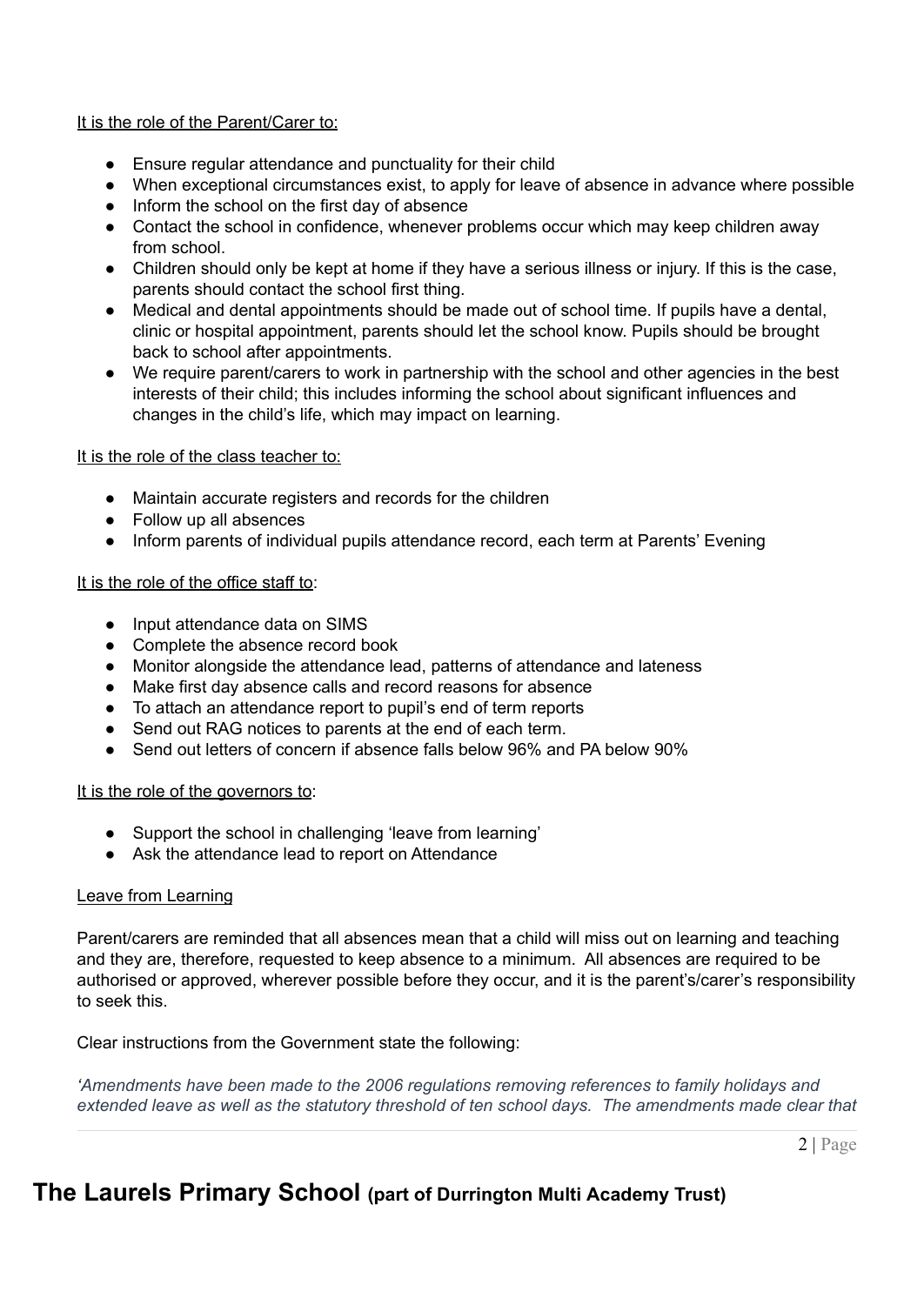It is the role of the Parent/Carer to:

- Ensure regular attendance and punctuality for their child
- When exceptional circumstances exist, to apply for leave of absence in advance where possible
- Inform the school on the first day of absence
- Contact the school in confidence, whenever problems occur which may keep children away from school.
- Children should only be kept at home if they have a serious illness or injury. If this is the case, parents should contact the school first thing.
- Medical and dental appointments should be made out of school time. If pupils have a dental, clinic or hospital appointment, parents should let the school know. Pupils should be brought back to school after appointments.
- We require parent/carers to work in partnership with the school and other agencies in the best interests of their child; this includes informing the school about significant influences and changes in the child's life, which may impact on learning.

It is the role of the class teacher to:

- Maintain accurate registers and records for the children
- Follow up all absences
- Inform parents of individual pupils attendance record, each term at Parents' Evening

It is the role of the office staff to:

- Input attendance data on SIMS
- Complete the absence record book
- Monitor alongside the attendance lead, patterns of attendance and lateness
- Make first day absence calls and record reasons for absence
- To attach an attendance report to pupil's end of term reports
- Send out RAG notices to parents at the end of each term.
- Send out letters of concern if absence falls below 96% and PA below 90%

It is the role of the governors to:

- Support the school in challenging 'leave from learning'
- Ask the attendance lead to report on Attendance

Leave from Learning

Parent/carers are reminded that all absences mean that a child will miss out on learning and teaching and they are, therefore, requested to keep absence to a minimum. All absences are required to be authorised or approved, wherever possible before they occur, and it is the parent's/carer's responsibility to seek this.

Clear instructions from the Government state the following:

*'Amendments have been made to the 2006 regulations removing references to family holidays and extended leave as well as the statutory threshold of ten school days. The amendments made clear that*

**The Laurels Primary School (part of Durrington Multi Academy Trust)**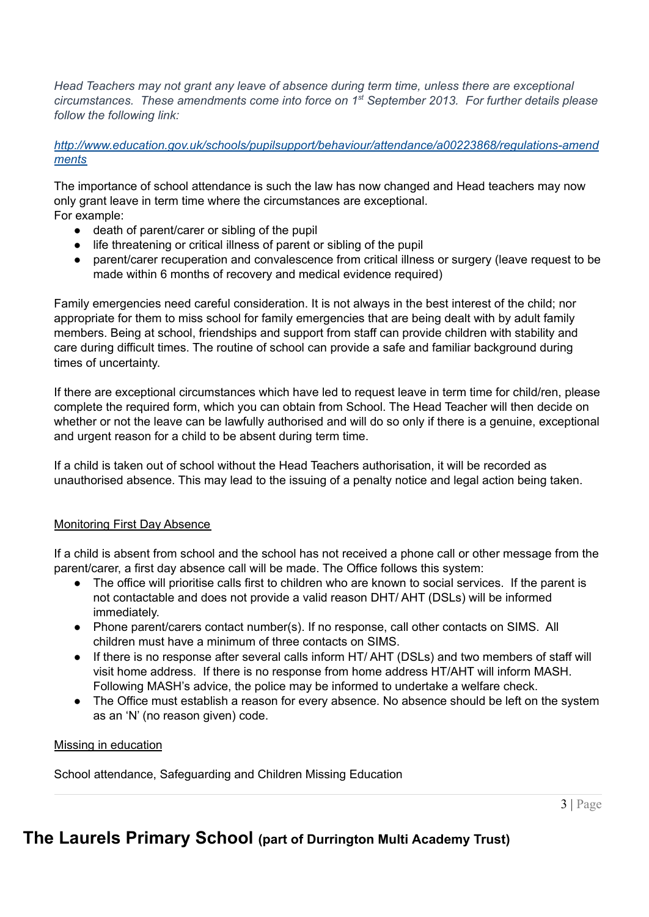*Head Teachers may not grant any leave of absence during term time, unless there are exceptional circumstances. These amendments come into force on 1st September 2013. For further details please follow the following link:*

*[http://www.education.gov.uk/schools/pupilsupport/behaviour/attendance/a00223868/regulations-amendments](http://www.education.gov.uk/schools/pupilsupport/behaviour/attendance/a00223868/regulations-amendments)*

The importance of school attendance is such the law has now changed and Head teachers may now only grant leave in term time where the circumstances are exceptional.
For example:

- death of parent/carer or sibling of the pupil
- life threatening or critical illness of parent or sibling of the pupil
- parent/carer recuperation and convalescence from critical illness or surgery (leave request to be made within 6 months of recovery and medical evidence required)

Family emergencies need careful consideration. It is not always in the best interest of the child; nor appropriate for them to miss school for family emergencies that are being dealt with by adult family members. Being at school, friendships and support from staff can provide children with stability and care during difficult times. The routine of school can provide a safe and familiar background during times of uncertainty.

If there are exceptional circumstances which have led to request leave in term time for child/ren, please complete the required form, which you can obtain from School. The Head Teacher will then decide on whether or not the leave can be lawfully authorised and will do so only if there is a genuine, exceptional and urgent reason for a child to be absent during term time.

If a child is taken out of school without the Head Teachers authorisation, it will be recorded as unauthorised absence. This may lead to the issuing of a penalty notice and legal action being taken.

## Monitoring First Day Absence

If a child is absent from school and the school has not received a phone call or other message from the parent/carer, a first day absence call will be made. The Office follows this system:

- The office will prioritise calls first to children who are known to social services. If the parent is not contactable and does not provide a valid reason DHT/ AHT (DSLs) will be informed immediately.
- Phone parent/carers contact number(s). If no response, call other contacts on SIMS. All children must have a minimum of three contacts on SIMS.
- If there is no response after several calls inform HT/ AHT (DSLs) and two members of staff will visit home address. If there is no response from home address HT/AHT will inform MASH. Following MASH's advice, the police may be informed to undertake a welfare check.
- The Office must establish a reason for every absence. No absence should be left on the system as an 'N' (no reason given) code.

## Missing in education

School attendance, Safeguarding and Children Missing Education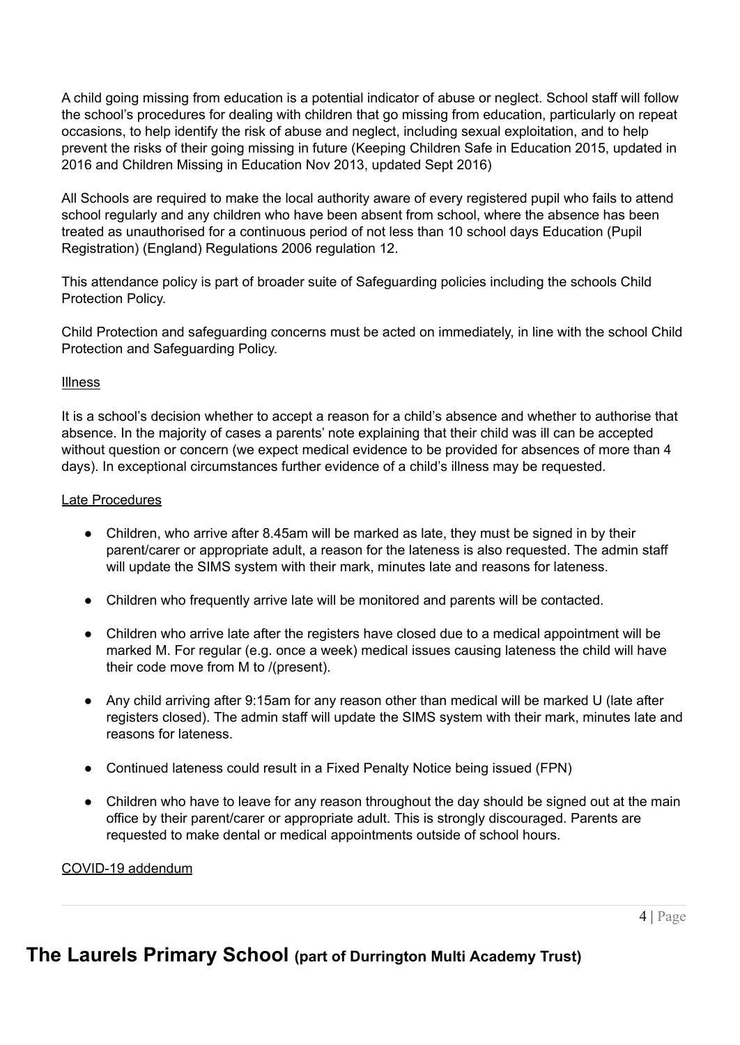A child going missing from education is a potential indicator of abuse or neglect. School staff will follow the school's procedures for dealing with children that go missing from education, particularly on repeat occasions, to help identify the risk of abuse and neglect, including sexual exploitation, and to help prevent the risks of their going missing in future (Keeping Children Safe in Education 2015, updated in 2016 and Children Missing in Education Nov 2013, updated Sept 2016)

All Schools are required to make the local authority aware of every registered pupil who fails to attend school regularly and any children who have been absent from school, where the absence has been treated as unauthorised for a continuous period of not less than 10 school days Education (Pupil Registration) (England) Regulations 2006 regulation 12.

This attendance policy is part of broader suite of Safeguarding policies including the schools Child Protection Policy.

Child Protection and safeguarding concerns must be acted on immediately, in line with the school Child Protection and Safeguarding Policy.

Illness

It is a school's decision whether to accept a reason for a child's absence and whether to authorise that absence. In the majority of cases a parents' note explaining that their child was ill can be accepted without question or concern (we expect medical evidence to be provided for absences of more than 4 days). In exceptional circumstances further evidence of a child's illness may be requested.

Late Procedures

- Children, who arrive after 8.45am will be marked as late, they must be signed in by their parent/carer or appropriate adult, a reason for the lateness is also requested. The admin staff will update the SIMS system with their mark, minutes late and reasons for lateness.
- Children who frequently arrive late will be monitored and parents will be contacted.
- Children who arrive late after the registers have closed due to a medical appointment will be marked M. For regular (e.g. once a week) medical issues causing lateness the child will have their code move from M to /(present).
- Any child arriving after 9:15am for any reason other than medical will be marked U (late after registers closed). The admin staff will update the SIMS system with their mark, minutes late and reasons for lateness.
- Continued lateness could result in a Fixed Penalty Notice being issued (FPN)
- Children who have to leave for any reason throughout the day should be signed out at the main office by their parent/carer or appropriate adult. This is strongly discouraged. Parents are requested to make dental or medical appointments outside of school hours.

COVID-19 addendum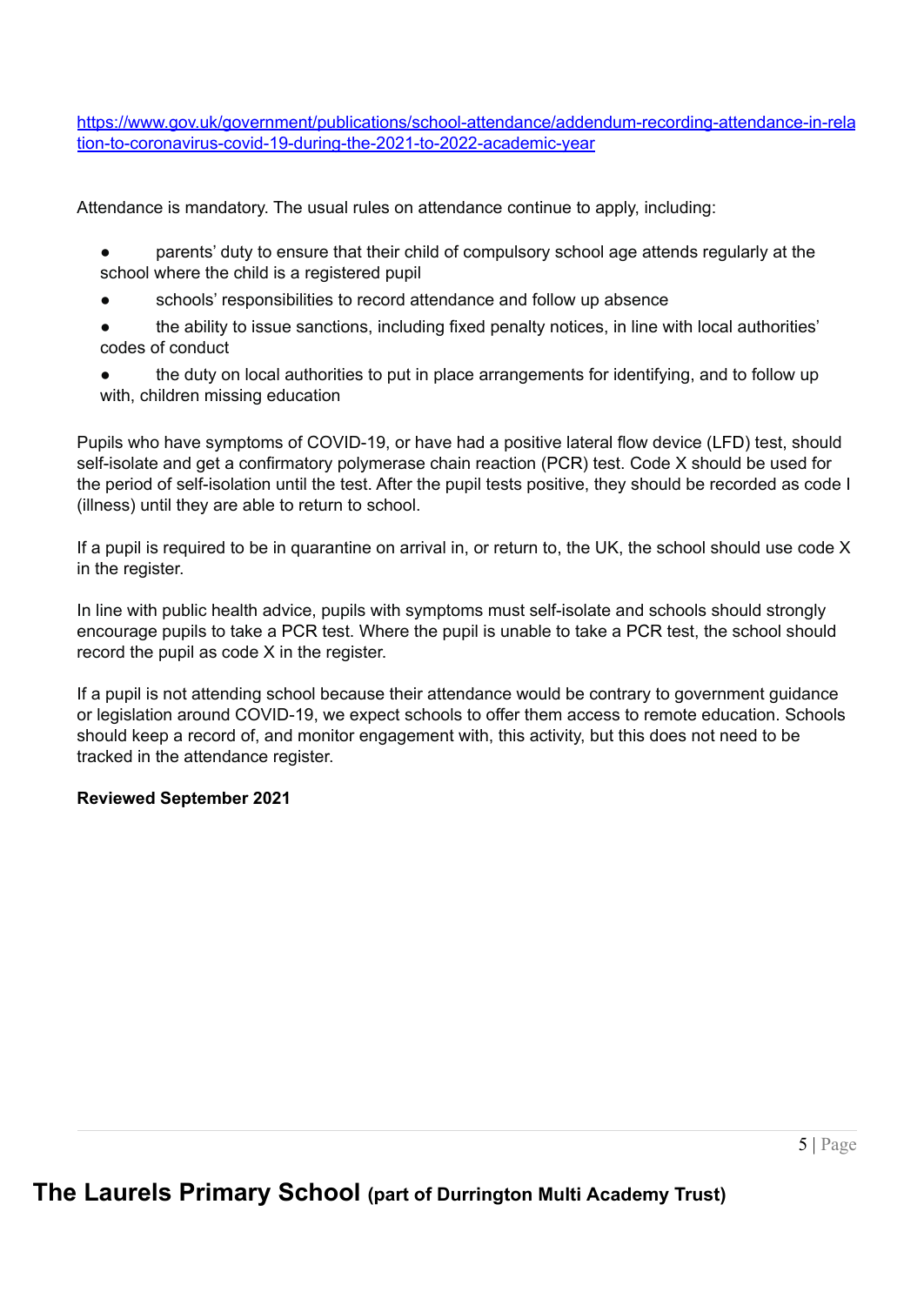https://www.gov.uk/government/publications/school-attendance/addendum-recording-attendance-in-relation-to-coronavirus-covid-19-during-the-2021-to-2022-academic-year

Attendance is mandatory. The usual rules on attendance continue to apply, including:

- parents' duty to ensure that their child of compulsory school age attends regularly at the school where the child is a registered pupil
- schools' responsibilities to record attendance and follow up absence
- the ability to issue sanctions, including fixed penalty notices, in line with local authorities' codes of conduct
- the duty on local authorities to put in place arrangements for identifying, and to follow up with, children missing education

Pupils who have symptoms of COVID-19, or have had a positive lateral flow device (LFD) test, should self-isolate and get a confirmatory polymerase chain reaction (PCR) test. Code X should be used for the period of self-isolation until the test. After the pupil tests positive, they should be recorded as code I (illness) until they are able to return to school.

If a pupil is required to be in quarantine on arrival in, or return to, the UK, the school should use code X in the register.

In line with public health advice, pupils with symptoms must self-isolate and schools should strongly encourage pupils to take a PCR test. Where the pupil is unable to take a PCR test, the school should record the pupil as code X in the register.

If a pupil is not attending school because their attendance would be contrary to government guidance or legislation around COVID-19, we expect schools to offer them access to remote education. Schools should keep a record of, and monitor engagement with, this activity, but this does not need to be tracked in the attendance register.

**Reviewed September 2021**